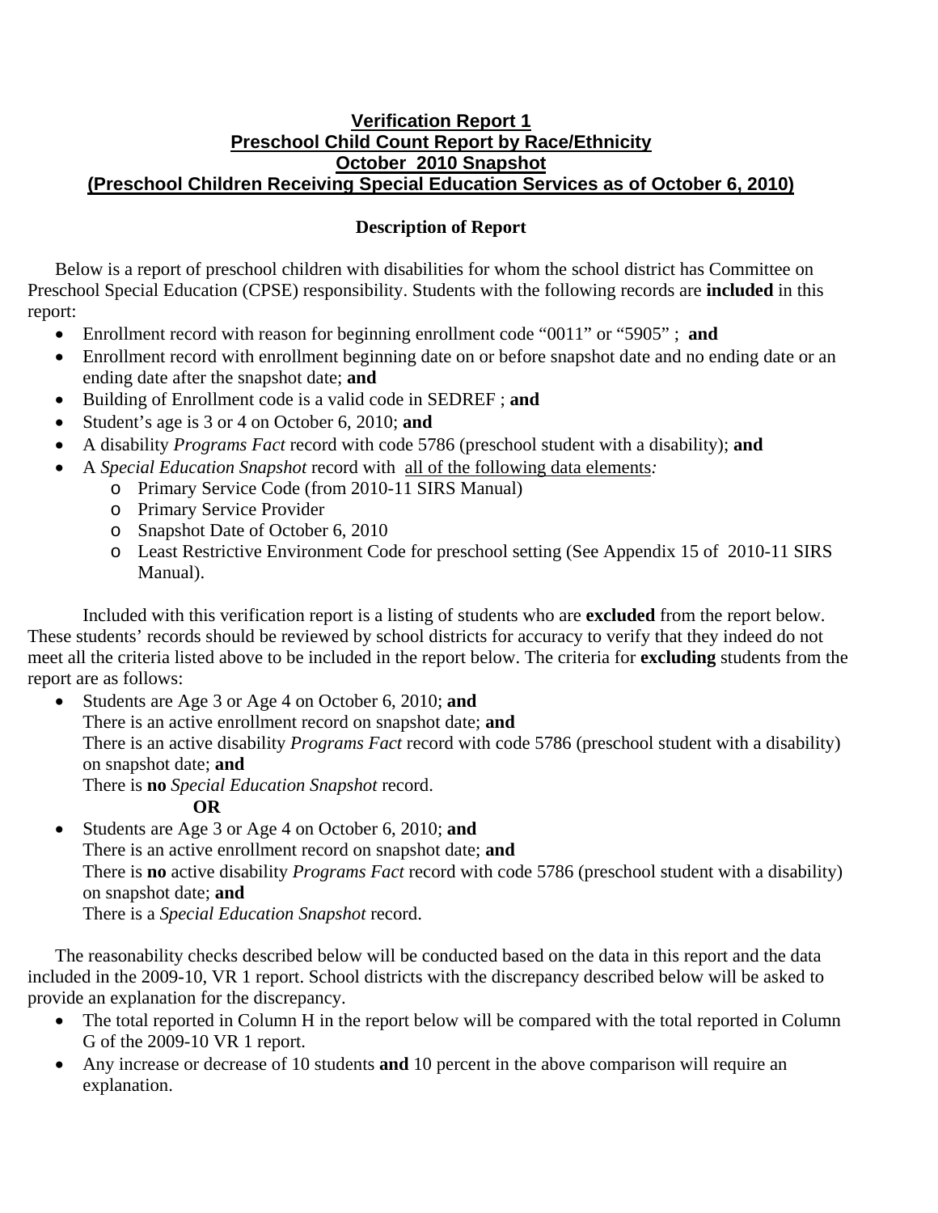# Verification Report 1
## Preschool Child Count Report by Race/Ethnicity
## October 2010 Snapshot
## (Preschool Children Receiving Special Education Services as of October 6, 2010)

### Description of Report

Below is a report of preschool children with disabilities for whom the school district has Committee on Preschool Special Education (CPSE) responsibility. Students with the following records are **included** in this report:

- Enrollment record with reason for beginning enrollment code "0011" or "5905" ; **and**
- Enrollment record with enrollment beginning date on or before snapshot date and no ending date or an ending date after the snapshot date; **and**
- Building of Enrollment code is a valid code in SEDREF ; **and**
- Student's age is 3 or 4 on October 6, 2010; **and**
- A disability *Programs Fact* record with code 5786 (preschool student with a disability); **and**
- A *Special Education Snapshot* record with <u>all of the following data elements</u>*:*
  - Primary Service Code (from 2010-11 SIRS Manual)
  - Primary Service Provider
  - Snapshot Date of October 6, 2010
  - Least Restrictive Environment Code for preschool setting (See Appendix 15 of 2010-11 SIRS Manual).

Included with this verification report is a listing of students who are **excluded** from the report below. These students' records should be reviewed by school districts for accuracy to verify that they indeed do not meet all the criteria listed above to be included in the report below. The criteria for **excluding** students from the report are as follows:

- Students are Age 3 or Age 4 on October 6, 2010; **and**
  There is an active enrollment record on snapshot date; **and**
  There is an active disability *Programs Fact* record with code 5786 (preschool student with a disability) on snapshot date; **and**
  There is **no** *Special Education Snapshot* record.

  **OR**

- Students are Age 3 or Age 4 on October 6, 2010; **and**
  There is an active enrollment record on snapshot date; **and**
  There is **no** active disability *Programs Fact* record with code 5786 (preschool student with a disability) on snapshot date; **and**
  There is a *Special Education Snapshot* record.

The reasonability checks described below will be conducted based on the data in this report and the data included in the 2009-10, VR 1 report. School districts with the discrepancy described below will be asked to provide an explanation for the discrepancy.

- The total reported in Column H in the report below will be compared with the total reported in Column G of the 2009-10 VR 1 report.
- Any increase or decrease of 10 students **and** 10 percent in the above comparison will require an explanation.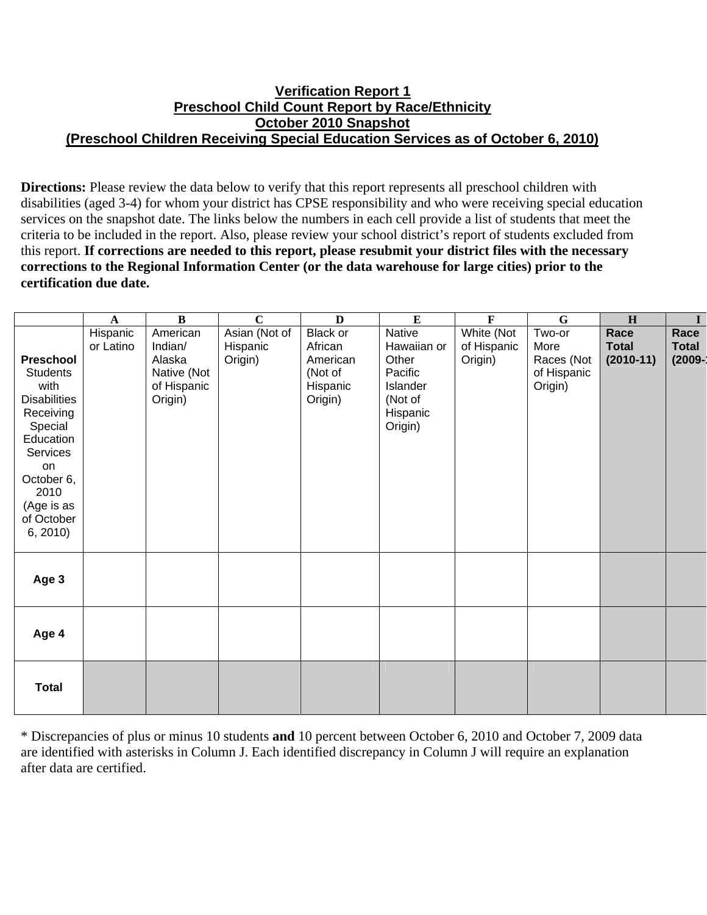**Verification Report 1**
**Preschool Child Count Report by Race/Ethnicity**
**October 2010 Snapshot**
**(Preschool Children Receiving Special Education Services as of October 6, 2010)**

**Directions:** Please review the data below to verify that this report represents all preschool children with disabilities (aged 3-4) for whom your district has CPSE responsibility and who were receiving special education services on the snapshot date. The links below the numbers in each cell provide a list of students that meet the criteria to be included in the report. Also, please review your school district's report of students excluded from this report. **If corrections are needed to this report, please resubmit your district files with the necessary corrections to the Regional Information Center (or the data warehouse for large cities) prior to the certification due date.**

| | A | B | C | D | E | F | G | H | I |
|---|---|---|---|---|---|---|---|---|---|
| **Preschool** Students with Disabilities Receiving Special Education Services on October 6, 2010 (Age is as of October 6, 2010) | Hispanic or Latino | American Indian/ Alaska Native (Not of Hispanic Origin) | Asian (Not of Hispanic Origin) | Black or African American (Not of Hispanic Origin) | Native Hawaiian or Other Pacific Islander (Not of Hispanic Origin) | White (Not of Hispanic Origin) | Two-or More Races (Not of Hispanic Origin) | **Race Total (2010-11)** | **Race Total (2009-** |
| **Age 3** | | | | | | | | | |
| **Age 4** | | | | | | | | | |
| **Total** | | | | | | | | | |

* Discrepancies of plus or minus 10 students **and** 10 percent between October 6, 2010 and October 7, 2009 data are identified with asterisks in Column J. Each identified discrepancy in Column J will require an explanation after data are certified.